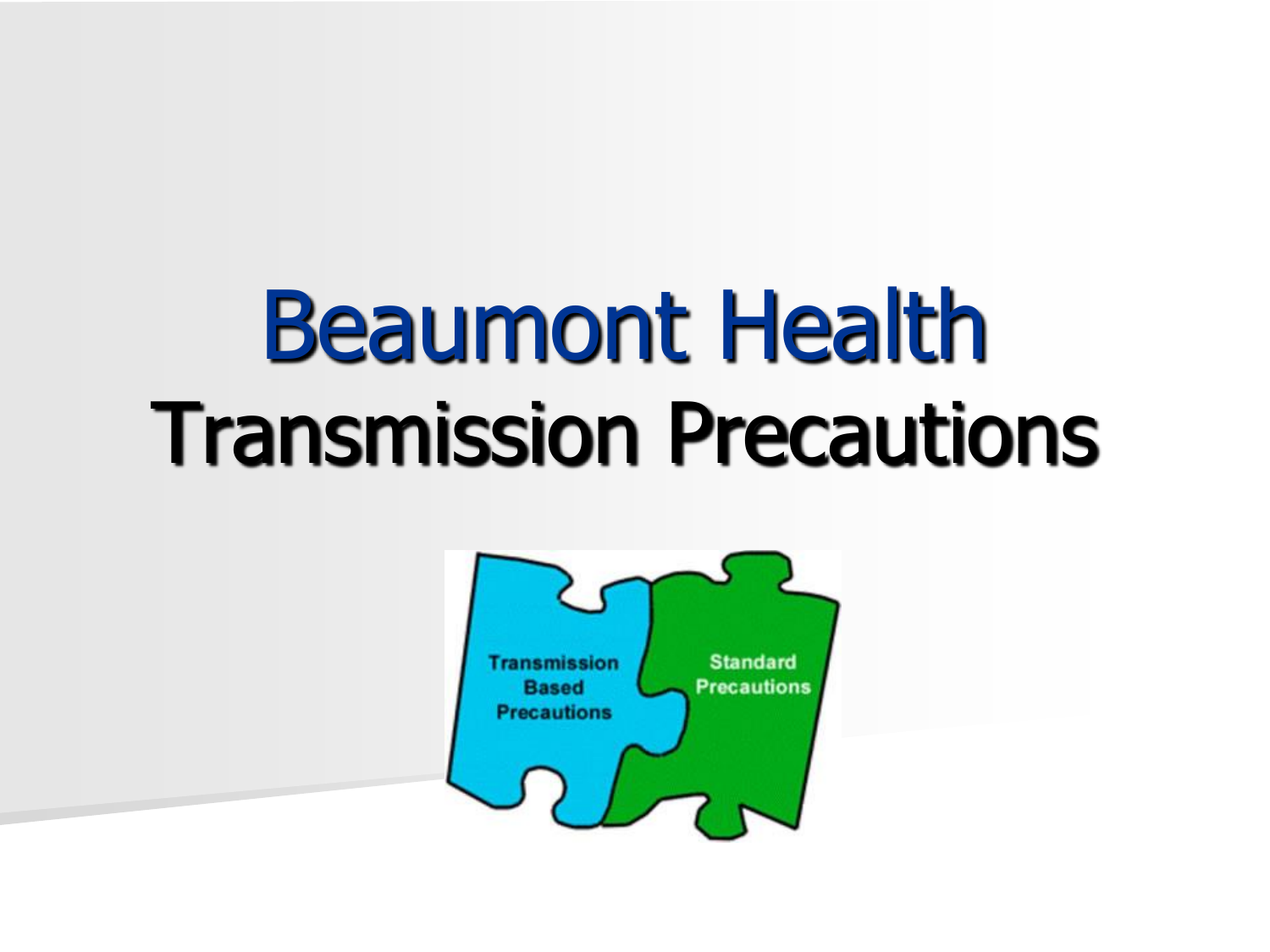# Beaumont Health
# Transmission Precautions

Transmission Based Precautions

Standard Precautions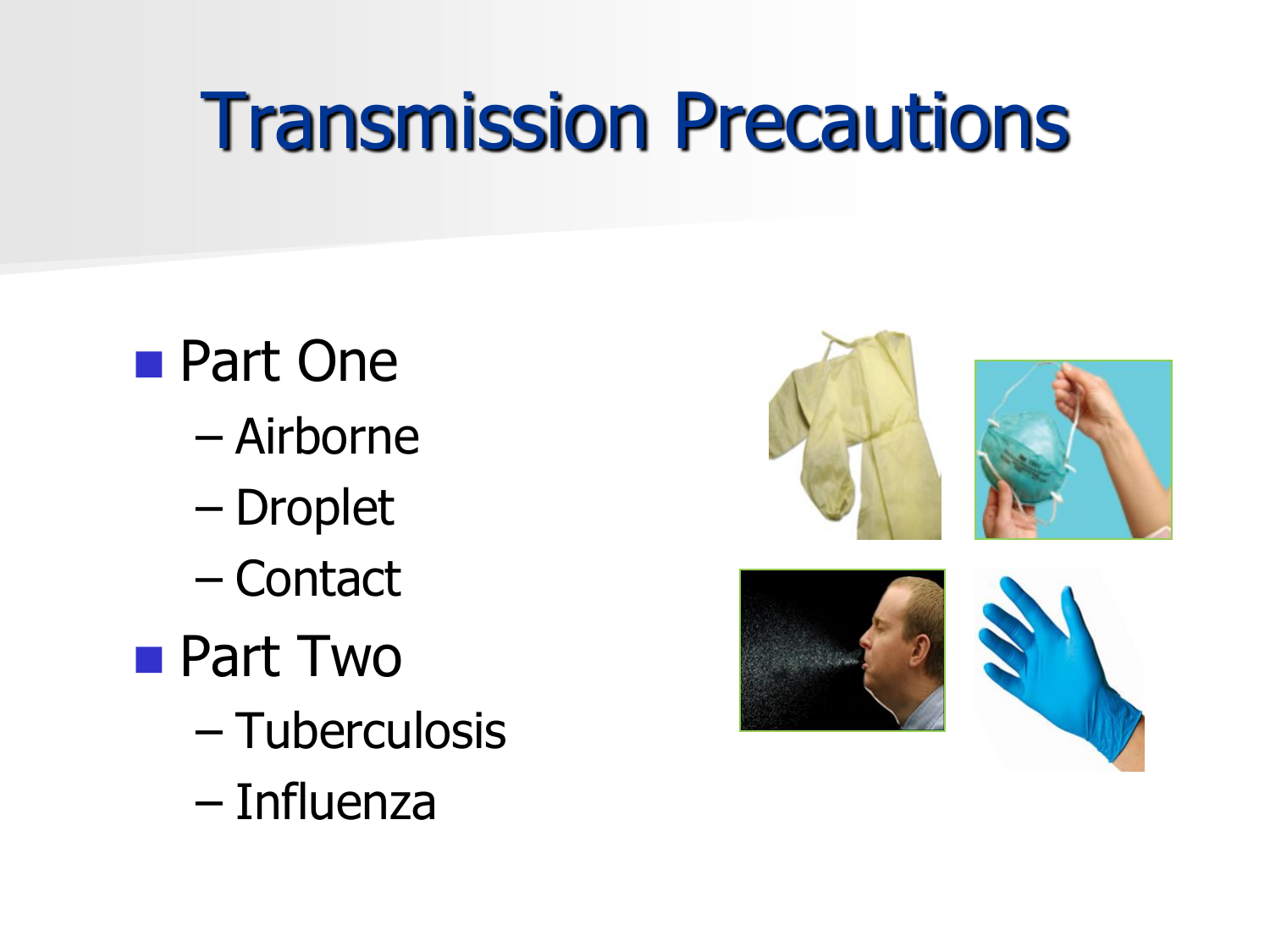# Transmission Precautions

- Part One
  - Airborne
  - Droplet
  - Contact
- Part Two
  - Tuberculosis
  - Influenza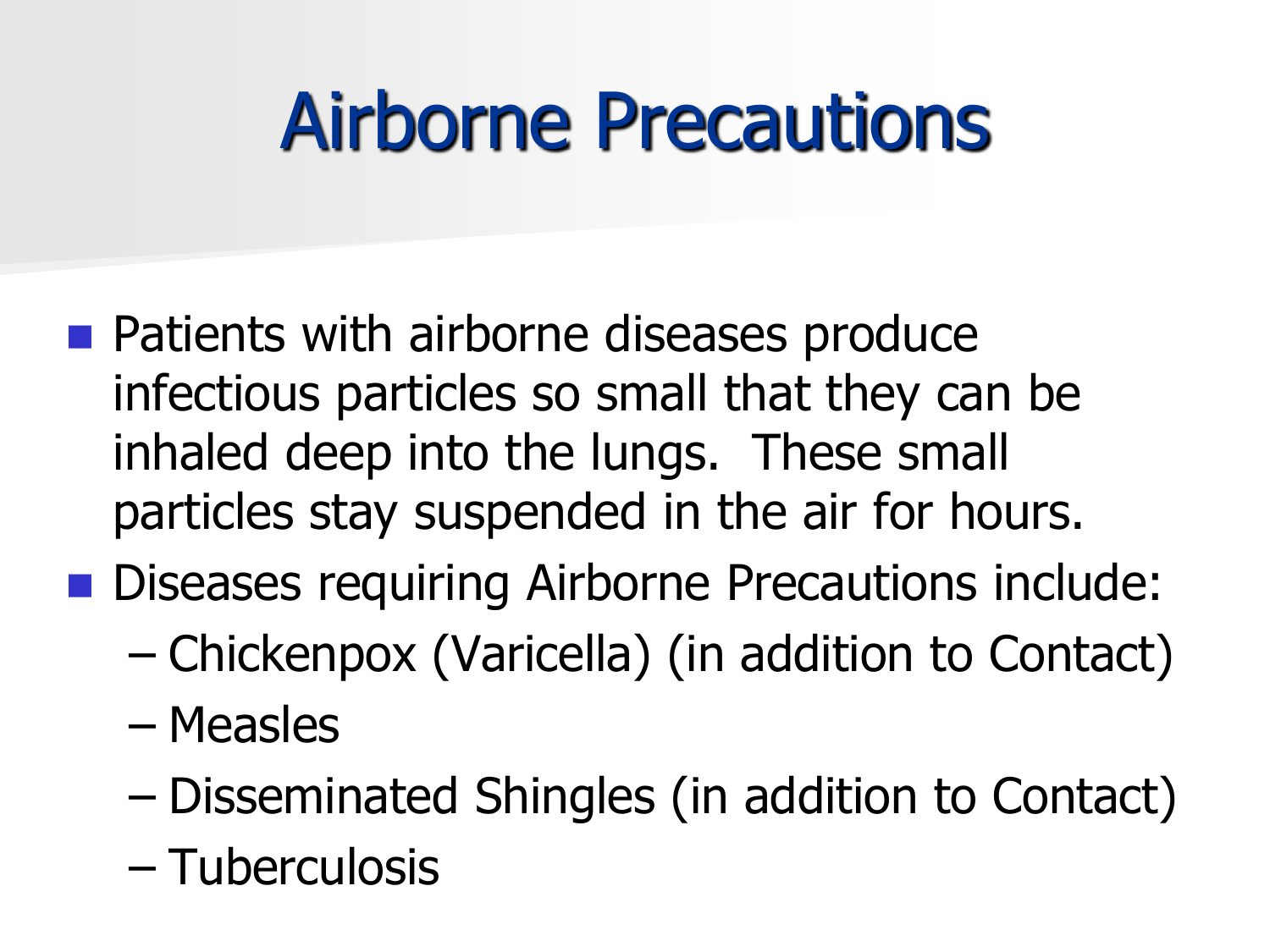# Airborne Precautions

- Patients with airborne diseases produce infectious particles so small that they can be inhaled deep into the lungs. These small particles stay suspended in the air for hours.
- Diseases requiring Airborne Precautions include:
  - Chickenpox (Varicella) (in addition to Contact)
  - Measles
  - Disseminated Shingles (in addition to Contact)
  - Tuberculosis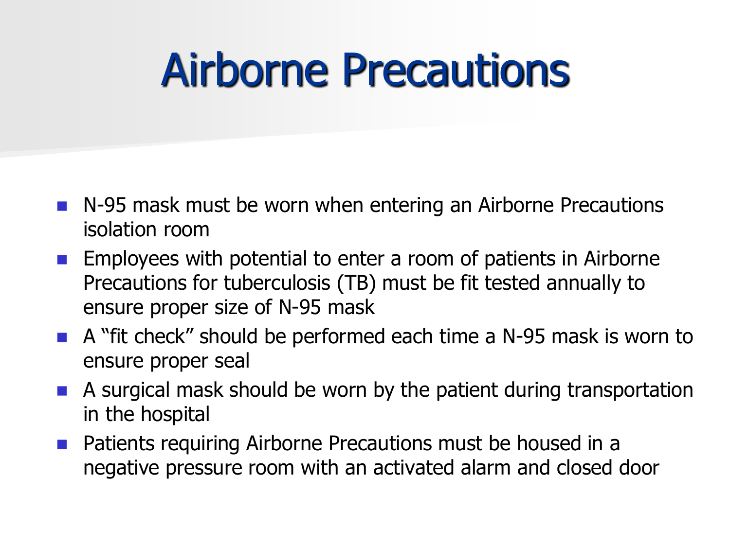# Airborne Precautions

- N-95 mask must be worn when entering an Airborne Precautions isolation room
- Employees with potential to enter a room of patients in Airborne Precautions for tuberculosis (TB) must be fit tested annually to ensure proper size of N-95 mask
- A "fit check" should be performed each time a N-95 mask is worn to ensure proper seal
- A surgical mask should be worn by the patient during transportation in the hospital
- Patients requiring Airborne Precautions must be housed in a negative pressure room with an activated alarm and closed door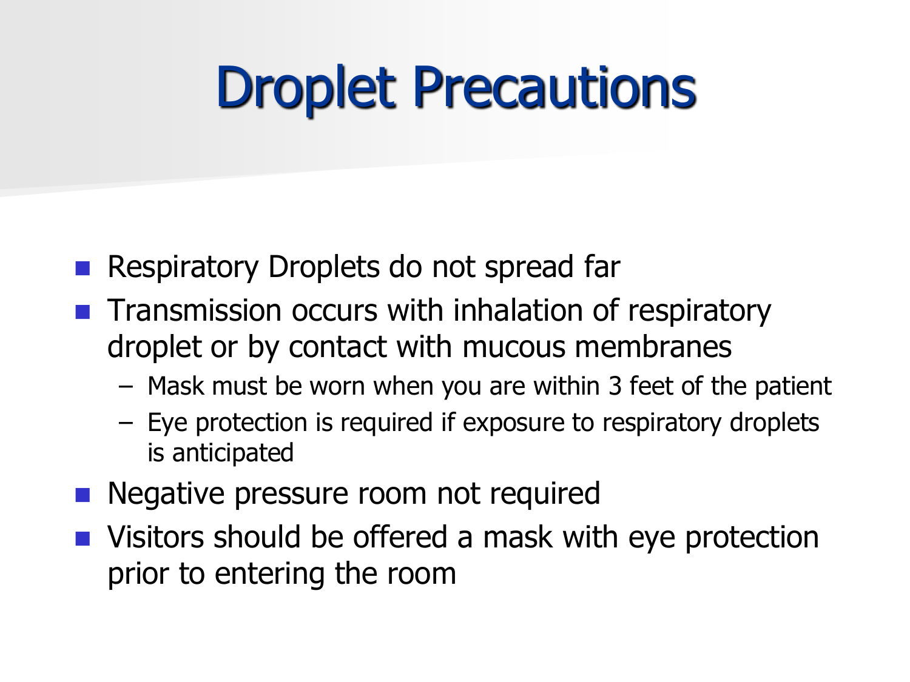# Droplet Precautions

- Respiratory Droplets do not spread far
- Transmission occurs with inhalation of respiratory droplet or by contact with mucous membranes
  - Mask must be worn when you are within 3 feet of the patient
  - Eye protection is required if exposure to respiratory droplets is anticipated
- Negative pressure room not required
- Visitors should be offered a mask with eye protection prior to entering the room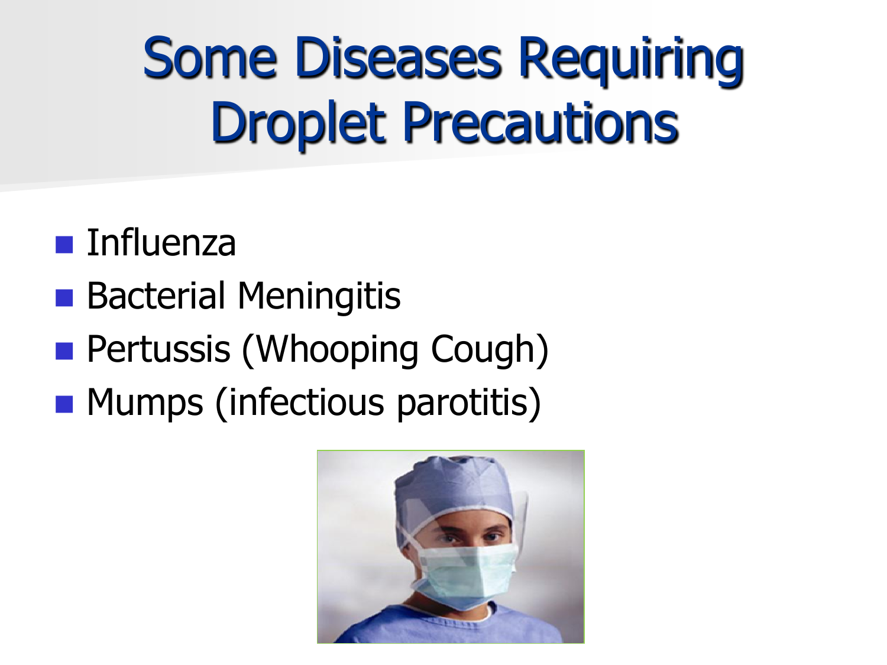# Some Diseases Requiring Droplet Precautions

- Influenza
- Bacterial Meningitis
- Pertussis (Whooping Cough)
- Mumps (infectious parotitis)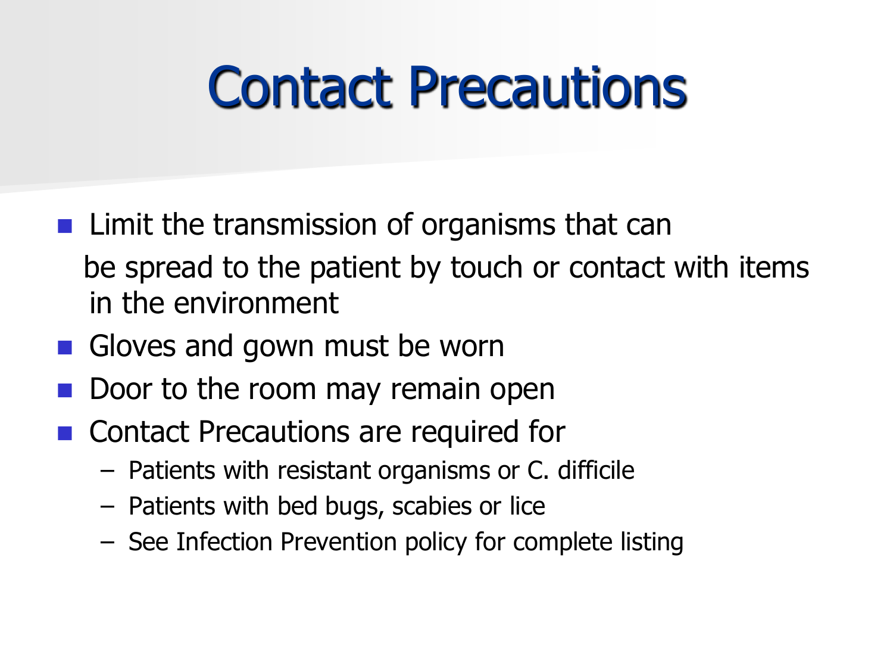# Contact Precautions

- Limit the transmission of organisms that can be spread to the patient by touch or contact with items in the environment
- Gloves and gown must be worn
- Door to the room may remain open
- Contact Precautions are required for
  - Patients with resistant organisms or C. difficile
  - Patients with bed bugs, scabies or lice
  - See Infection Prevention policy for complete listing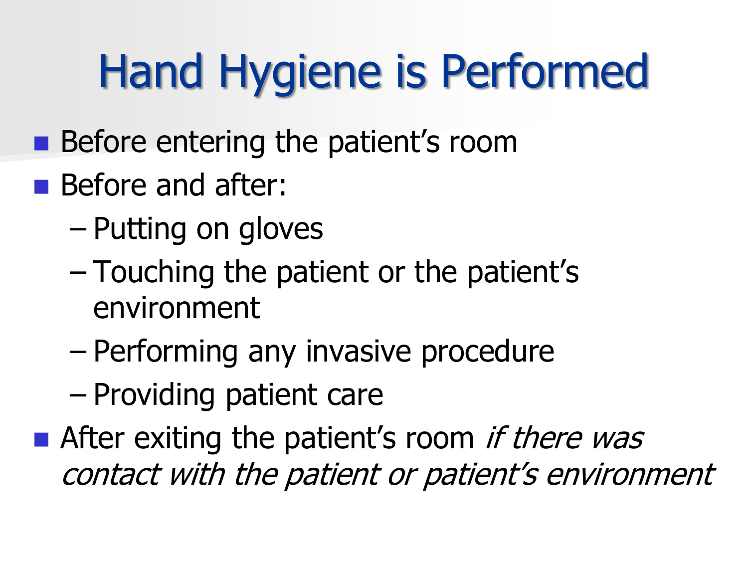# Hand Hygiene is Performed

- Before entering the patient's room
- Before and after:
  - Putting on gloves
  - Touching the patient or the patient's environment
  - Performing any invasive procedure
  - Providing patient care
- After exiting the patient's room *if there was contact with the patient or patient's environment*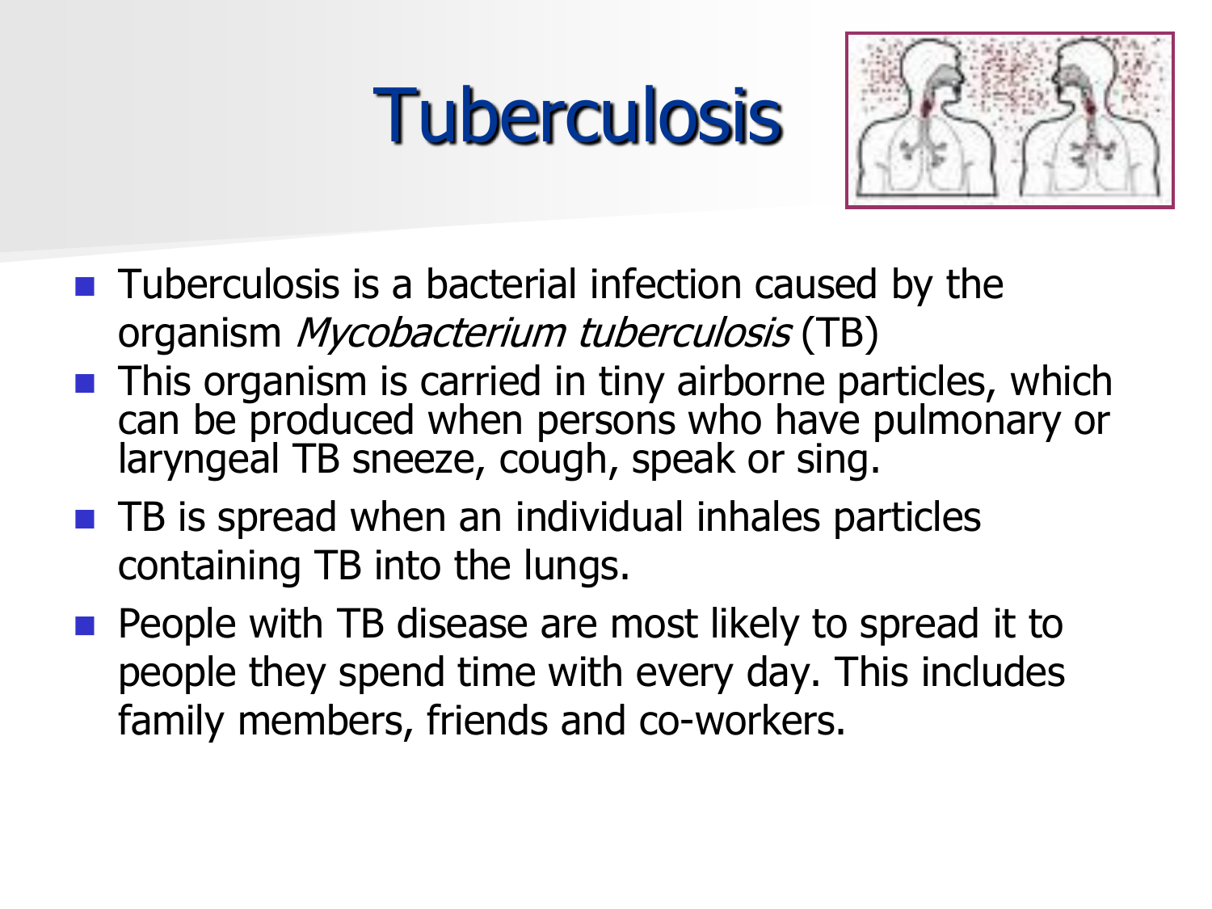# Tuberculosis

- Tuberculosis is a bacterial infection caused by the organism *Mycobacterium tuberculosis* (TB)
- This organism is carried in tiny airborne particles, which can be produced when persons who have pulmonary or laryngeal TB sneeze, cough, speak or sing.
- TB is spread when an individual inhales particles containing TB into the lungs.
- People with TB disease are most likely to spread it to people they spend time with every day. This includes family members, friends and co-workers.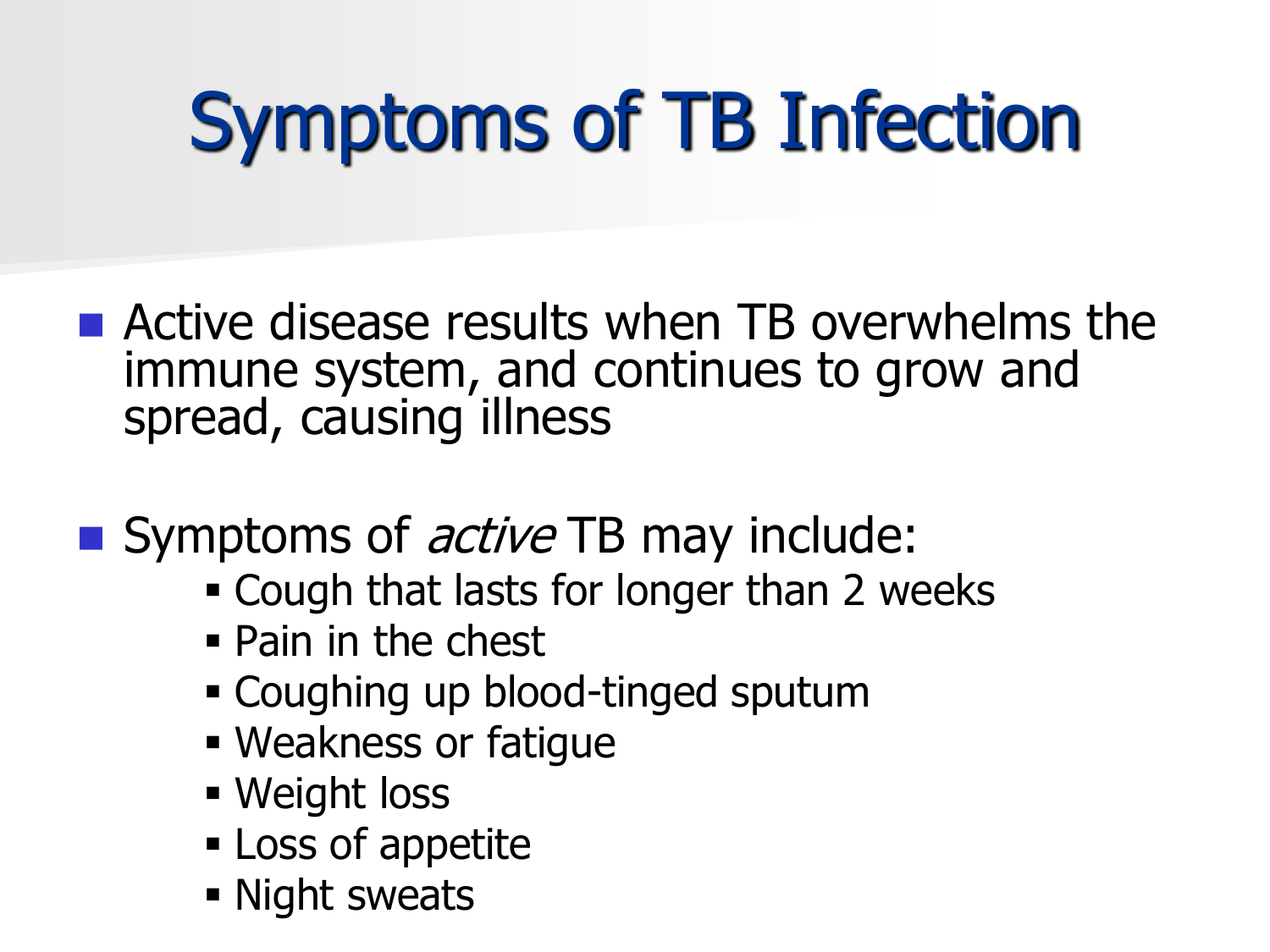# Symptoms of TB Infection

- Active disease results when TB overwhelms the immune system, and continues to grow and spread, causing illness

- Symptoms of *active* TB may include:
  - Cough that lasts for longer than 2 weeks
  - Pain in the chest
  - Coughing up blood-tinged sputum
  - Weakness or fatigue
  - Weight loss
  - Loss of appetite
  - Night sweats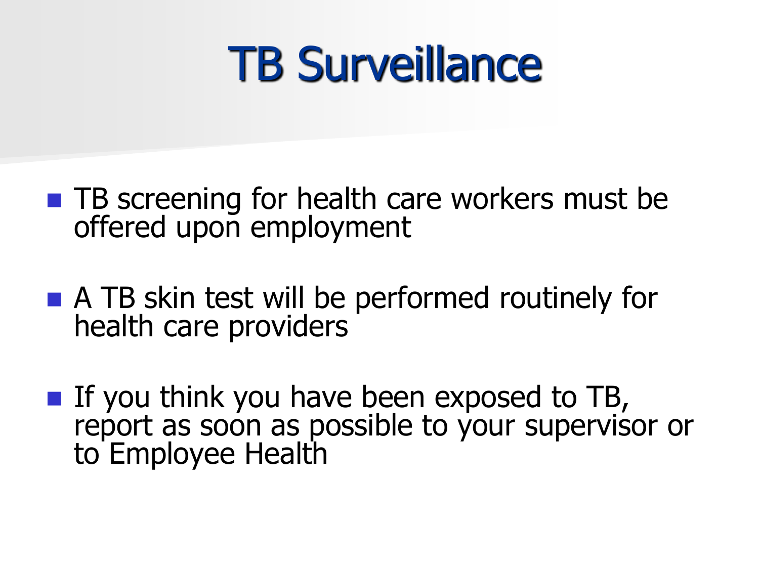# TB Surveillance

- TB screening for health care workers must be offered upon employment
- A TB skin test will be performed routinely for health care providers
- If you think you have been exposed to TB, report as soon as possible to your supervisor or to Employee Health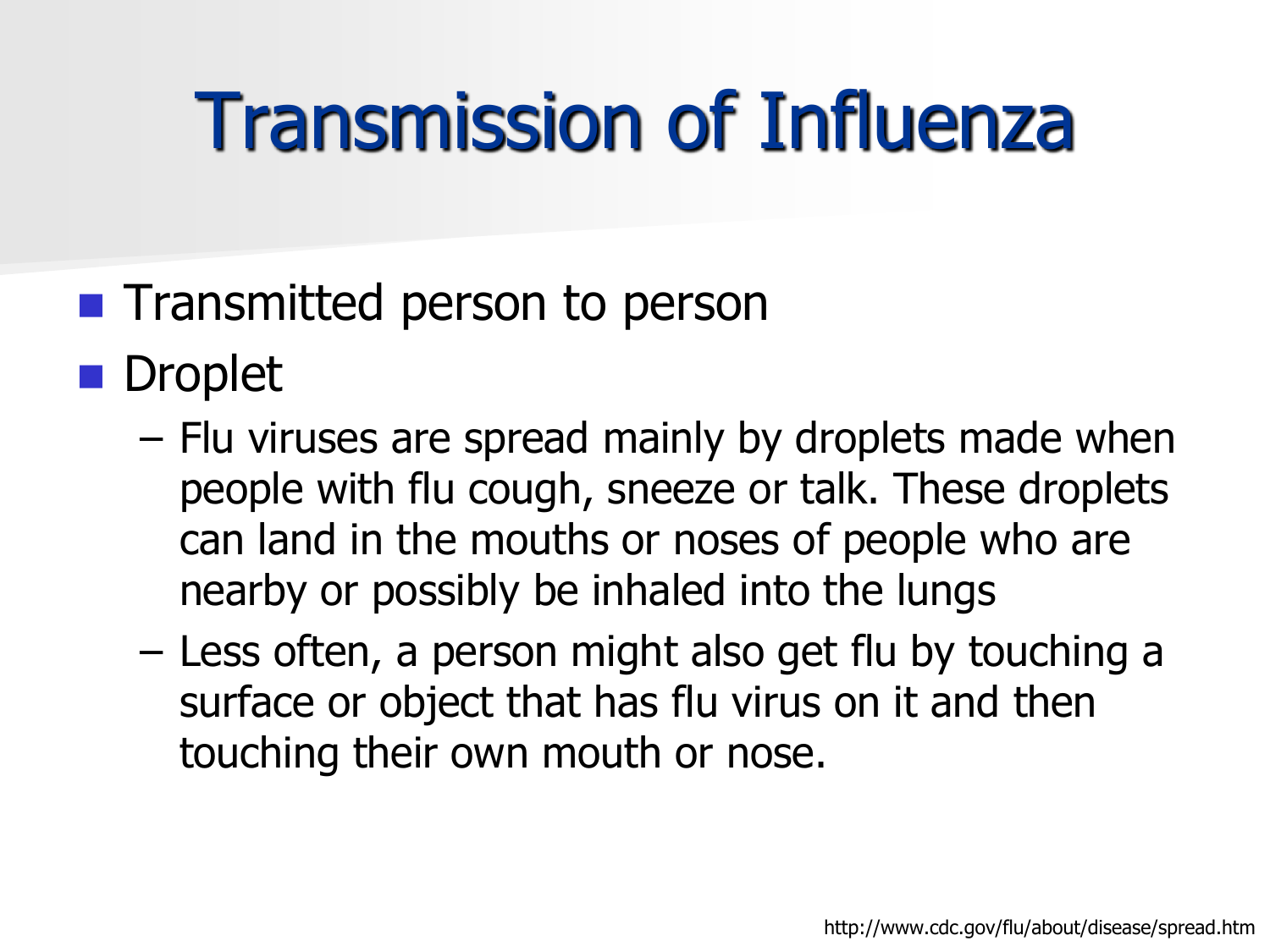# Transmission of Influenza

- Transmitted person to person
- Droplet
  - Flu viruses are spread mainly by droplets made when people with flu cough, sneeze or talk. These droplets can land in the mouths or noses of people who are nearby or possibly be inhaled into the lungs
  - Less often, a person might also get flu by touching a surface or object that has flu virus on it and then touching their own mouth or nose.

http://www.cdc.gov/flu/about/disease/spread.htm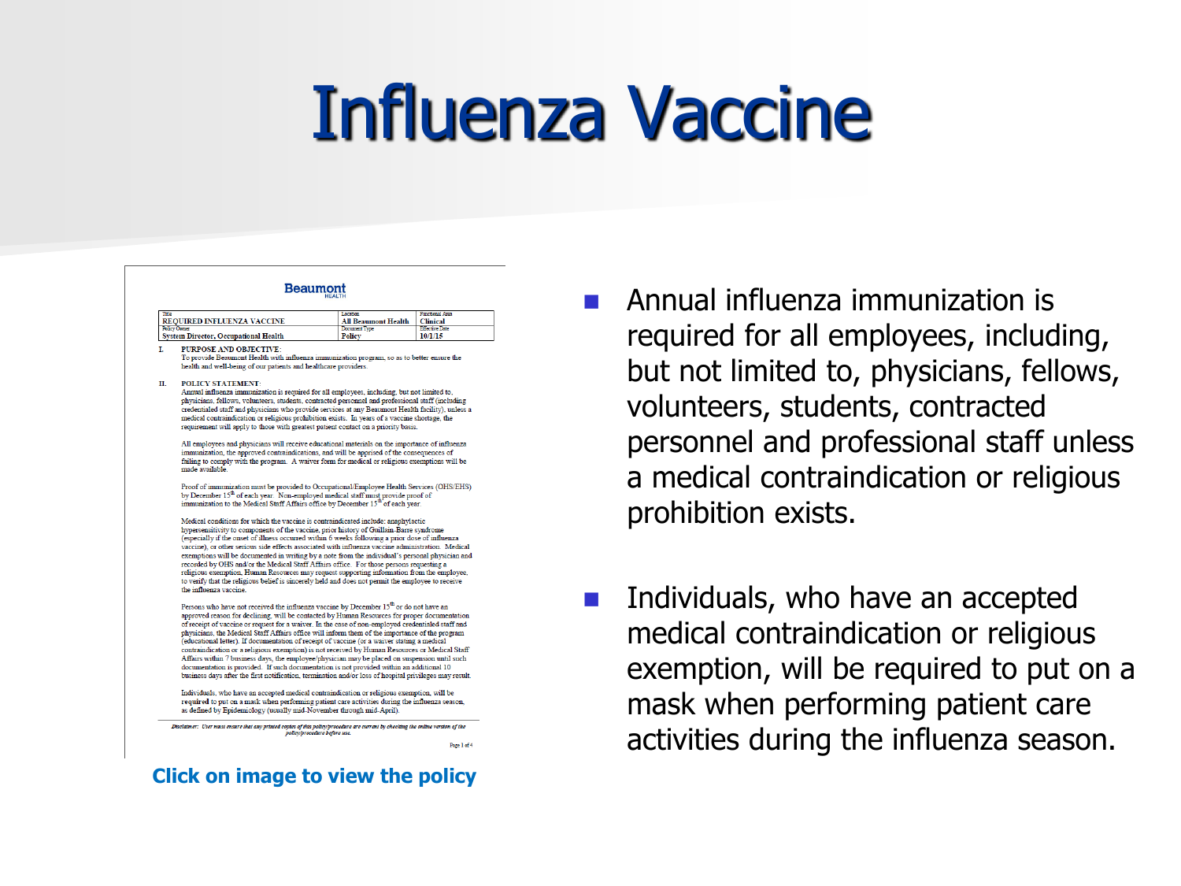# Influenza Vaccine

Beaumont
HEALTH

| Title | Location | Functional Area |
|---|---|---|
| REQUIRED INFLUENZA VACCINE | All Beaumont Health | Clinical |
| Policy Owner | Document Type | Effective Date |
| System Director, Occupational Health | Policy | 10/1/15 |

I. PURPOSE AND OBJECTIVE:
To provide Beaumont Health with influenza immunization program, so as to better ensure the health and well-being of our patients and healthcare providers.

II. POLICY STATEMENT:
Annual influenza immunization is required for all employees, including, but not limited to, physicians, fellows, volunteers, students, contracted personnel and professional staff (including credentialed staff and physicians who provide services at any Beaumont Health facility), unless a medical contraindication or religious prohibition exists. In years of a vaccine shortage, the requirement will apply to those with greatest patient contact on a priority basis.

All employees and physicians will receive educational materials on the importance of influenza immunization, the approved contraindications, and will be apprised of the consequences of failing to comply with the program. A waiver form for medical or religious exemptions will be made available.

Proof of immunization must be provided to Occupational/Employee Health Services (OHS/EHS) by December 15th of each year. Non-employed medical staff must provide proof of immunization to the Medical Staff Affairs office by December 15th of each year.

Medical conditions for which the vaccine is contraindicated include: anaphylactic hypersensitivity to components of the vaccine, prior history of Guillain-Barre syndrome (especially if the onset of illness occurred within 6 weeks following a prior dose of influenza vaccine), or other serious side effects associated with influenza vaccine administration. Medical exemptions will be documented in writing by a note from the individual's personal physician and recorded by OHS and/or the Medical Staff Affairs office. For those persons requesting a religious exemption, Human Resources may request supporting information from the employee, to verify that the religious belief is sincerely held and does not permit the employee to receive the influenza vaccine.

Persons who have not received the influenza vaccine by December 15th or do not have an approved reason for declining, will be contacted by Human Resources for proper documentation of receipt of vaccine or request for a waiver. In the case of non-employed credentialed staff and physicians, the Medical Staff Affairs office will inform them of the importance of the program (educational letter). If documentation of receipt of vaccine (or a waiver stating a medical contraindication or a religious exemption) is not received by Human Resources or Medical Staff Affairs within 7 business days, the employee/physician may be placed on suspension until such documentation is provided. If such documentation is not provided within an additional 10 business days after the first notification, termination and/or loss of hospital privileges may result.

Individuals, who have an accepted medical contraindication or religious exemption, will be required to put on a mask when performing patient care activities during the influenza season, as defined by Epidemiology (usually mid-November through mid-April).

*Disclaimer: User must ensure that any printed copies of this policy/procedure are current by checking the online version of the policy/procedure before use.*

Page 1 of 4

**Click on image to view the policy**

- Annual influenza immunization is required for all employees, including, but not limited to, physicians, fellows, volunteers, students, contracted personnel and professional staff unless a medical contraindication or religious prohibition exists.
- Individuals, who have an accepted medical contraindication or religious exemption, will be required to put on a mask when performing patient care activities during the influenza season.